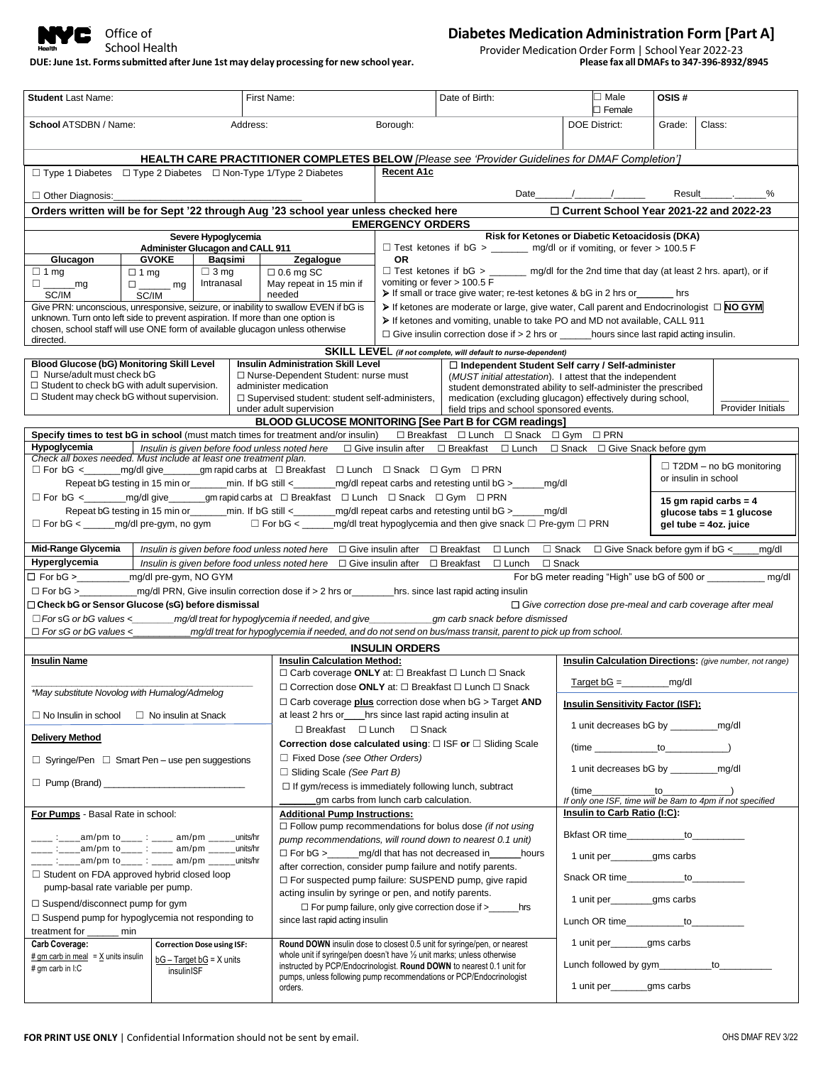NYC Health Office of School Health

**DUE: June 1st. Forms submitted after June 1st may delay processing for new school year.**

# Diabetes Medication Administration Form [Part A]

Provider Medication Order Form | School Year 2022-23

**Please fax all DMAFs to 347-396-8932/8945**

| **Student** Last Name: | First Name: | Date of Birth: | ☐ Male ☐ Female | OSIS # | |
|---|---|---|---|---|---|
| **School** ATSDBN / Name: Address: | Borough: | | DOE District: | Grade: | Class: |

## HEALTH CARE PRACTITIONER COMPLETES BELOW *[Please see 'Provider Guidelines for DMAF Completion']*

☐ Type 1 Diabetes ☐ Type 2 Diabetes ☐ Non-Type 1/Type 2 Diabetes

☐ Other Diagnosis:___________________________________

**Recent A1c** Date______/______/______ Result______.______%

**Orders written will be for Sept '22 through Aug '23 school year unless checked here** ☐ **Current School Year 2021-22 and 2022-23**

## EMERGENCY ORDERS

**Severe Hypoglycemia — Administer Glucagon and CALL 911**

| Glucagon | GVOKE | Baqsimi | Zegalogue |
|---|---|---|---|
| ☐ 1 mg ☐ ______mg SC/IM | ☐ 1 mg ☐ ______ mg SC/IM | ☐ 3 mg Intranasal | ☐ 0.6 mg SC May repeat in 15 min if needed |

Give PRN: unconscious, unresponsive, seizure, or inability to swallow EVEN if bG is unknown. Turn onto left side to prevent aspiration. If more than one option is chosen, school staff will use ONE form of available glucagon unless otherwise directed.

**Risk for Ketones or Diabetic Ketoacidosis (DKA)**

☐ Test ketones if bG > _______ mg/dl or if vomiting, or fever > 100.5 F

**OR**

☐ Test ketones if bG > _______ mg/dl for the 2nd time that day (at least 2 hrs. apart), or if vomiting or fever > 100.5 F

- If small or trace give water; re-test ketones & bG in 2 hrs or_______ hrs
- If ketones are moderate or large, give water, Call parent and Endocrinologist ☐ **NO GYM**
- If ketones and vomiting, unable to take PO and MD not available, CALL 911

☐ Give insulin correction dose if > 2 hrs or ______hours since last rapid acting insulin.

## SKILL LEVEL *(if not complete, will default to nurse-dependent)*

| Blood Glucose (bG) Monitoring Skill Level | Insulin Administration Skill Level | ☐ Independent Student Self carry / Self-administer | |
|---|---|---|---|
| ☐ Nurse/adult must check bG<br>☐ Student to check bG with adult supervision.<br>☐ Student may check bG without supervision. | ☐ Nurse-Dependent Student: nurse must administer medication<br>☐ Supervised student: student self-administers, under adult supervision | (*MUST initial attestation*). I attest that the independent student demonstrated ability to self-administer the prescribed medication (excluding glucagon) effectively during school, field trips and school sponsored events. | __________ Provider Initials |

## BLOOD GLUCOSE MONITORING [See Part B for CGM readings]

**Specify times to test bG in school** (must match times for treatment and/or insulin) ☐ Breakfast ☐ Lunch ☐ Snack ☐ Gym ☐ PRN

**Hypoglycemia** *Insulin is given before food unless noted here* ☐ Give insulin after ☐ Breakfast ☐ Lunch ☐ Snack ☐ Give Snack before gym

*Check all boxes needed. Must include at least one treatment plan.*

☐ For bG <_______mg/dl give_______gm rapid carbs at ☐ Breakfast ☐ Lunch ☐ Snack ☐ Gym ☐ PRN
Repeat bG testing in 15 min or_______min. If bG still <________mg/dl repeat carbs and retesting until bG >______mg/dl

☐ For bG <________mg/dl give_______gm rapid carbs at ☐ Breakfast ☐ Lunch ☐ Snack ☐ Gym ☐ PRN
Repeat bG testing in 15 min or_______min. If bG still <________mg/dl repeat carbs and retesting until bG >______mg/dl

☐ For bG < ______mg/dl pre-gym, no gym ☐ For bG < ______mg/dl treat hypoglycemia and then give snack ☐ Pre-gym ☐ PRN

☐ T2DM – no bG monitoring or insulin in school

**15 gm rapid carbs = 4 glucose tabs = 1 glucose gel tube = 4oz. juice**

**Mid-Range Glycemia** *Insulin is given before food unless noted here* ☐ Give insulin after ☐ Breakfast ☐ Lunch ☐ Snack ☐ Give Snack before gym if bG <_____mg/dl

**Hyperglycemia** *Insulin is given before food unless noted here* ☐ Give insulin after ☐ Breakfast ☐ Lunch ☐ Snack

☐ For bG >__________mg/dl pre-gym, NO GYM — For bG meter reading "High" use bG of 500 or ___________ mg/dl

☐ For bG >___________mg/dl PRN, Give insulin correction dose if > 2 hrs or________hrs. since last rapid acting insulin

☐ **Check bG or Sensor Glucose (sG) before dismissal** ☐ *Give correction dose pre-meal and carb coverage after meal*

☐ *For sG or bG values <________mg/dl treat for hypoglycemia if needed, and give____________gm carb snack before dismissed*

☐ *For sG or bG values <___________mg/dl treat for hypoglycemia if needed, and do not send on bus/mass transit, parent to pick up from school.*

## INSULIN ORDERS

**Insulin Name**

___________________________________

*\*May substitute Novolog with Humalog/Admelog*

☐ No Insulin in school ☐ No insulin at Snack

**Delivery Method**

☐ Syringe/Pen ☐ Smart Pen – use pen suggestions

☐ Pump (Brand) ___________________________

**For Pumps** - Basal Rate in school:

____ :____am/pm to____ : ____ am/pm ______units/hr
____ :____am/pm to____ : ____ am/pm ______units/hr
____ :____am/pm to____ : ____ am/pm ______units/hr

☐ Student on FDA approved hybrid closed loop pump-basal rate variable per pump.

☐ Suspend/disconnect pump for gym

☐ Suspend pump for hypoglycemia not responding to treatment for ______ min

| Carb Coverage: | Correction Dose using ISF: |
|---|---|
| # gm carb in meal = X units insulin / # gm carb in I:C | bG – Target bG = X units insulin / ISF |

**Insulin Calculation Method:**

☐ Carb coverage **ONLY** at: ☐ Breakfast ☐ Lunch ☐ Snack

☐ Correction dose **ONLY** at: ☐ Breakfast ☐ Lunch ☐ Snack

☐ Carb coverage **plus** correction dose when bG > Target **AND** at least 2 hrs or____hrs since last rapid acting insulin at
☐ Breakfast ☐ Lunch ☐ Snack

**Correction dose calculated using**: ☐ ISF **or** ☐ Sliding Scale

☐ Fixed Dose *(see Other Orders)*

☐ Sliding Scale *(See Part B)*

☐ If gym/recess is immediately following lunch, subtract _______gm carbs from lunch carb calculation.

**Additional Pump Instructions:**

☐ Follow pump recommendations for bolus dose *(if not using pump recommendations, will round down to nearest 0.1 unit)*

☐ For bG >______mg/dl that has not decreased in______hours after correction, consider pump failure and notify parents.

☐ For suspected pump failure: SUSPEND pump, give rapid acting insulin by syringe or pen, and notify parents.
☐ For pump failure, only give correction dose if >______hrs since last rapid acting insulin

**Round DOWN** insulin dose to closest 0.5 unit for syringe/pen, or nearest whole unit if syringe/pen doesn't have ½ unit marks; unless otherwise instructed by PCP/Endocrinologist. **Round DOWN** to nearest 0.1 unit for pumps, unless following pump recommendations or PCP/Endocrinologist orders.

**Insulin Calculation Directions:** *(give number, not range)*

Target bG = _________mg/dl

**Insulin Sensitivity Factor (ISF):**

1 unit decreases bG by _________mg/dl (time ____________to____________)

1 unit decreases bG by _________mg/dl (time____________to_____________)

*If only one ISF, time will be 8am to 4pm if not specified*

**Insulin to Carb Ratio (I:C):**

Bkfast OR time___________to__________
1 unit per________gms carbs

Snack OR time___________to__________
1 unit per________gms carbs

Lunch OR time___________to__________
1 unit per_______gms carbs

Lunch followed by gym__________to__________
1 unit per_______gms carbs

**FOR PRINT USE ONLY** | Confidential Information should not be sent by email. OHS DMAF REV 3/22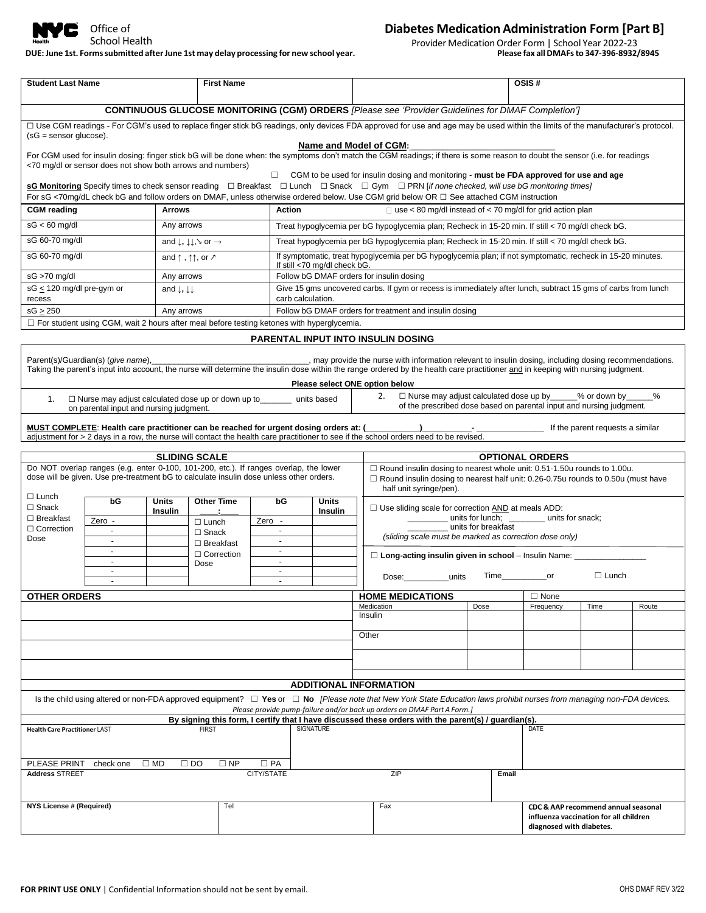# Diabetes Medication Administration Form [Part B]

NYC Health Office of School Health

Provider Medication Order Form | School Year 2022-23

**DUE: June 1st. Forms submitted after June 1st may delay processing for new school year.**

**Please fax all DMAFs to 347-396-8932/8945**

| **Student Last Name** | **First Name** | | **OSIS #** |
|---|---|---|---|
| | | | |

## CONTINUOUS GLUCOSE MONITORING (CGM) ORDERS *[Please see 'Provider Guidelines for DMAF Completion']*

☐ Use CGM readings - For CGM's used to replace finger stick bG readings, only devices FDA approved for use and age may be used within the limits of the manufacturer's protocol. (sG = sensor glucose).

**Name and Model of CGM:**\_\_\_\_\_\_\_\_\_\_\_\_\_\_\_\_\_\_\_\_\_\_\_\_\_\_\_\_

For CGM used for insulin dosing: finger stick bG will be done when: the symptoms don't match the CGM readings; if there is some reason to doubt the sensor (i.e. for readings <70 mg/dl or sensor does not show both arrows and numbers)

☐ CGM to be used for insulin dosing and monitoring - **must be FDA approved for use and age**

**sG Monitoring** Specify times to check sensor reading ☐ Breakfast ☐ Lunch ☐ Snack ☐ Gym ☐ PRN [*if none checked, will use bG monitoring times*]

For sG <70mg/dL check bG and follow orders on DMAF, unless otherwise ordered below. Use CGM grid below OR ☐ See attached CGM instruction

| **CGM reading** | **Arrows** | **Action** ☐ use < 80 mg/dl instead of < 70 mg/dl for grid action plan |
|---|---|---|
| sG < 60 mg/dl | Any arrows | Treat hypoglycemia per bG hypoglycemia plan; Recheck in 15-20 min. If still < 70 mg/dl check bG. |
| sG 60-70 mg/dl | and ↓, ↓↓,↘ or → | Treat hypoglycemia per bG hypoglycemia plan; Recheck in 15-20 min. If still < 70 mg/dl check bG. |
| sG 60-70 mg/dl | and ↑ , ↑↑, or ↗ | If symptomatic, treat hypoglycemia per bG hypoglycemia plan; if not symptomatic, recheck in 15-20 minutes. If still <70 mg/dl check bG. |
| sG >70 mg/dl | Any arrows | Follow bG DMAF orders for insulin dosing |
| sG ≤ 120 mg/dl pre-gym or recess | and ↓, ↓↓ | Give 15 gms uncovered carbs. If gym or recess is immediately after lunch, subtract 15 gms of carbs from lunch carb calculation. |
| sG ≥ 250 | Any arrows | Follow bG DMAF orders for treatment and insulin dosing |

☐ For student using CGM, wait 2 hours after meal before testing ketones with hyperglycemia.

## PARENTAL INPUT INTO INSULIN DOSING

Parent(s)/Guardian(s) (*give name*),\_\_\_\_\_\_\_\_\_\_\_\_\_\_\_\_\_\_\_\_\_\_\_\_\_\_\_\_\_\_\_\_, may provide the nurse with information relevant to insulin dosing, including dosing recommendations. Taking the parent's input into account, the nurse will determine the insulin dose within the range ordered by the health care practitioner and in keeping with nursing judgment.

**Please select ONE option below**

1. ☐ Nurse may adjust calculated dose up or down up to\_\_\_\_\_\_\_ units based on parental input and nursing judgment.
2. ☐ Nurse may adjust calculated dose up by\_\_\_\_\_\_% or down by\_\_\_\_\_\_% of the prescribed dose based on parental input and nursing judgment.

**MUST COMPLETE**: **Health care practitioner can be reached for urgent dosing orders at: (\_\_\_\_\_\_\_\_\_\_\_)\_\_\_\_\_\_\_\_\_\_-\_\_\_\_\_\_\_\_\_\_\_\_\_\_** If the parent requests a similar adjustment for > 2 days in a row, the nurse will contact the health care practitioner to see if the school orders need to be revised.

## SLIDING SCALE

Do NOT overlap ranges (e.g. enter 0-100, 101-200, etc.). If ranges overlap, the lower dose will be given. Use pre-treatment bG to calculate insulin dose unless other orders.

| ☐ Lunch ☐ Snack ☐ Breakfast ☐ Correction Dose | **bG** | **Units Insulin** | **Other Time** \_\_\_\_:\_\_\_\_ | **bG** | **Units Insulin** |
|---|---|---|---|---|---|
| | Zero - | | ☐ Lunch | Zero - | |
| | - | | ☐ Snack | - | |
| | - | | ☐ Breakfast | - | |
| | - | | ☐ Correction Dose | - | |
| | - | | | - | |
| | - | | | - | |
| | - | | | - | |

## OPTIONAL ORDERS

☐ Round insulin dosing to nearest whole unit: 0.51-1.50u rounds to 1.00u.

☐ Round insulin dosing to nearest half unit: 0.26-0.75u rounds to 0.50u (must have half unit syringe/pen).

☐ Use sliding scale for correction AND at meals ADD: \_\_\_\_\_\_\_\_\_ units for lunch; \_\_\_\_\_\_\_\_ units for snack; \_\_\_\_\_\_\_\_\_ units for breakfast *(sliding scale must be marked as correction dose only)*

☐ **Long-acting insulin given in school** – Insulin Name: \_\_\_\_\_\_\_\_\_\_\_\_\_\_\_\_

Dose:\_\_\_\_\_\_\_\_\_\_units Time\_\_\_\_\_\_\_\_\_\_or ☐ Lunch

## OTHER ORDERS

| |
|---|
| |
| |
| |
| |

## HOME MEDICATIONS

☐ None

| Medication | Dose | Frequency | Time | Route |
|---|---|---|---|---|
| Insulin | | | | |
| Other | | | | |
| | | | | |

## ADDITIONAL INFORMATION

Is the child using altered or non-FDA approved equipment? ☐ **Yes** or ☐ **No** *[Please note that New York State Education laws prohibit nurses from managing non-FDA devices. Please provide pump-failure and/or back up orders on DMAF Part A Form.]*

**By signing this form, I certify that I have discussed these orders with the parent(s) / guardian(s).**

| **Health Care Practitioner** LAST | FIRST | SIGNATURE | | DATE |
|---|---|---|---|---|
| PLEASE PRINT check one ☐ MD ☐ DO ☐ NP ☐ PA | | | | |
| **Address** STREET | CITY/STATE | ZIP | **Email** | |
| **NYS License # (Required)** | Tel | Fax | | **CDC & AAP recommend annual seasonal influenza vaccination for all children diagnosed with diabetes.** |

**FOR PRINT USE ONLY** | Confidential Information should not be sent by email.

OHS DMAF REV 3/22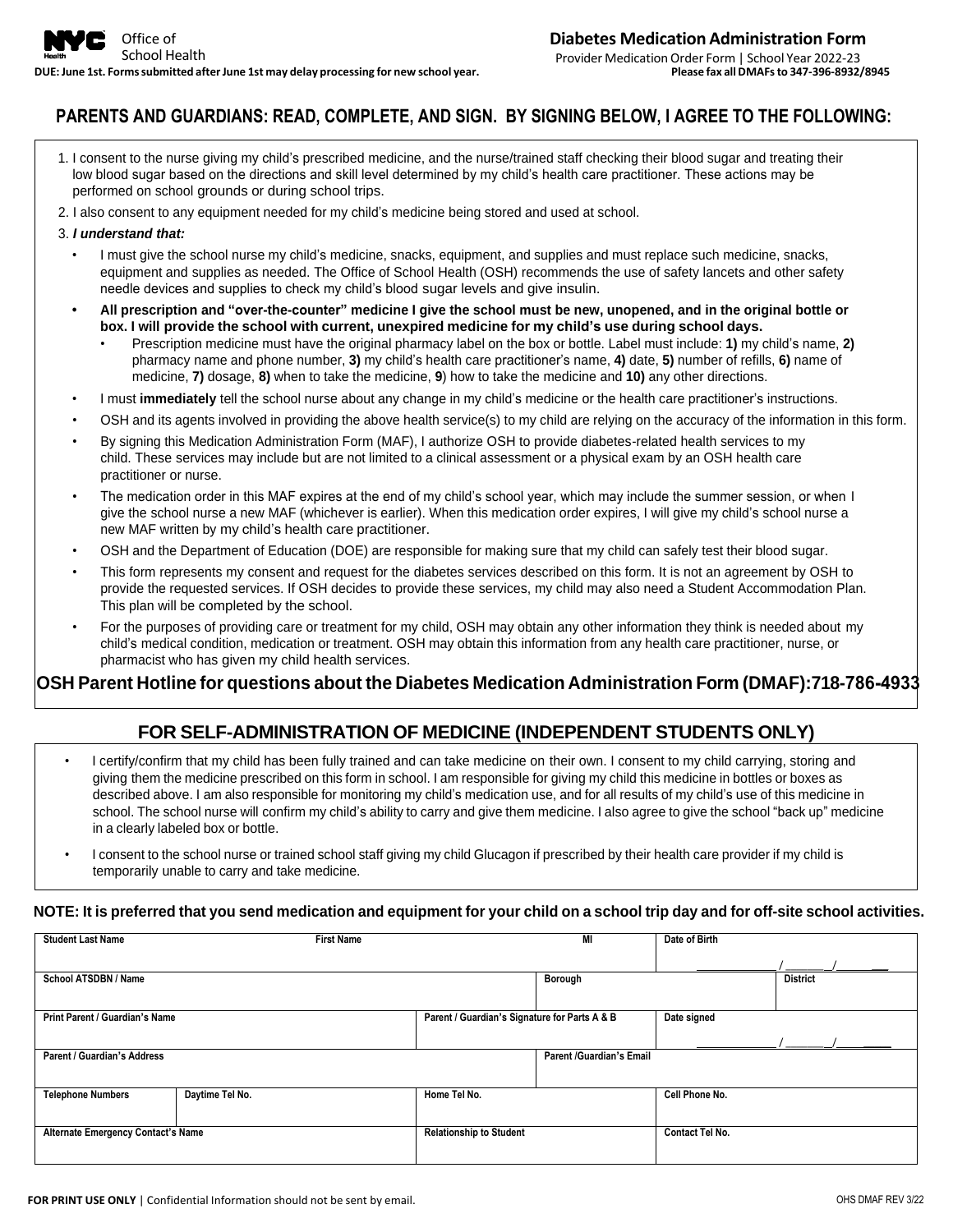NYC Health Office of School Health

**DUE: June 1st. Forms submitted after June 1st may delay processing for new school year.**

## Diabetes Medication Administration Form

Provider Medication Order Form | School Year 2022-23

**Please fax all DMAFs to 347-396-8932/8945**

## PARENTS AND GUARDIANS: READ, COMPLETE, AND SIGN. BY SIGNING BELOW, I AGREE TO THE FOLLOWING:

1. I consent to the nurse giving my child's prescribed medicine, and the nurse/trained staff checking their blood sugar and treating their low blood sugar based on the directions and skill level determined by my child's health care practitioner. These actions may be performed on school grounds or during school trips.
2. I also consent to any equipment needed for my child's medicine being stored and used at school.
3. ***I understand that:***
   - I must give the school nurse my child's medicine, snacks, equipment, and supplies and must replace such medicine, snacks, equipment and supplies as needed. The Office of School Health (OSH) recommends the use of safety lancets and other safety needle devices and supplies to check my child's blood sugar levels and give insulin.
   - **All prescription and "over-the-counter" medicine I give the school must be new, unopened, and in the original bottle or box. I will provide the school with current, unexpired medicine for my child's use during school days.**
     - Prescription medicine must have the original pharmacy label on the box or bottle. Label must include: **1)** my child's name, **2)** pharmacy name and phone number, **3)** my child's health care practitioner's name, **4)** date, **5)** number of refills, **6)** name of medicine, **7)** dosage, **8)** when to take the medicine, **9**) how to take the medicine and **10)** any other directions.
   - I must **immediately** tell the school nurse about any change in my child's medicine or the health care practitioner's instructions.
   - OSH and its agents involved in providing the above health service(s) to my child are relying on the accuracy of the information in this form.
   - By signing this Medication Administration Form (MAF), I authorize OSH to provide diabetes-related health services to my child. These services may include but are not limited to a clinical assessment or a physical exam by an OSH health care practitioner or nurse.
   - The medication order in this MAF expires at the end of my child's school year, which may include the summer session, or when I give the school nurse a new MAF (whichever is earlier). When this medication order expires, I will give my child's school nurse a new MAF written by my child's health care practitioner.
   - OSH and the Department of Education (DOE) are responsible for making sure that my child can safely test their blood sugar.
   - This form represents my consent and request for the diabetes services described on this form. It is not an agreement by OSH to provide the requested services. If OSH decides to provide these services, my child may also need a Student Accommodation Plan. This plan will be completed by the school.
   - For the purposes of providing care or treatment for my child, OSH may obtain any other information they think is needed about my child's medical condition, medication or treatment. OSH may obtain this information from any health care practitioner, nurse, or pharmacist who has given my child health services.

**OSH Parent Hotline for questions about the Diabetes Medication Administration Form (DMAF):718-786-4933**

## FOR SELF-ADMINISTRATION OF MEDICINE (INDEPENDENT STUDENTS ONLY)

- I certify/confirm that my child has been fully trained and can take medicine on their own. I consent to my child carrying, storing and giving them the medicine prescribed on this form in school. I am responsible for giving my child this medicine in bottles or boxes as described above. I am also responsible for monitoring my child's medication use, and for all results of my child's use of this medicine in school. The school nurse will confirm my child's ability to carry and give them medicine. I also agree to give the school "back up" medicine in a clearly labeled box or bottle.
- I consent to the school nurse or trained school staff giving my child Glucagon if prescribed by their health care provider if my child is temporarily unable to carry and take medicine.

**NOTE: It is preferred that you send medication and equipment for your child on a school trip day and for off-site school activities.**

| Student Last Name | First Name | MI | Date of Birth ___/___/___ |
|---|---|---|---|
| School ATSDBN / Name | | Borough | District |
| Print Parent / Guardian's Name | Parent / Guardian's Signature for Parts A & B | | Date signed ___/___/___ |
| Parent / Guardian's Address | | Parent /Guardian's Email | |
| Telephone Numbers | Daytime Tel No. | Home Tel No. | Cell Phone No. |
| Alternate Emergency Contact's Name | Relationship to Student | | Contact Tel No. |

**FOR PRINT USE ONLY** | Confidential Information should not be sent by email.

OHS DMAF REV 3/22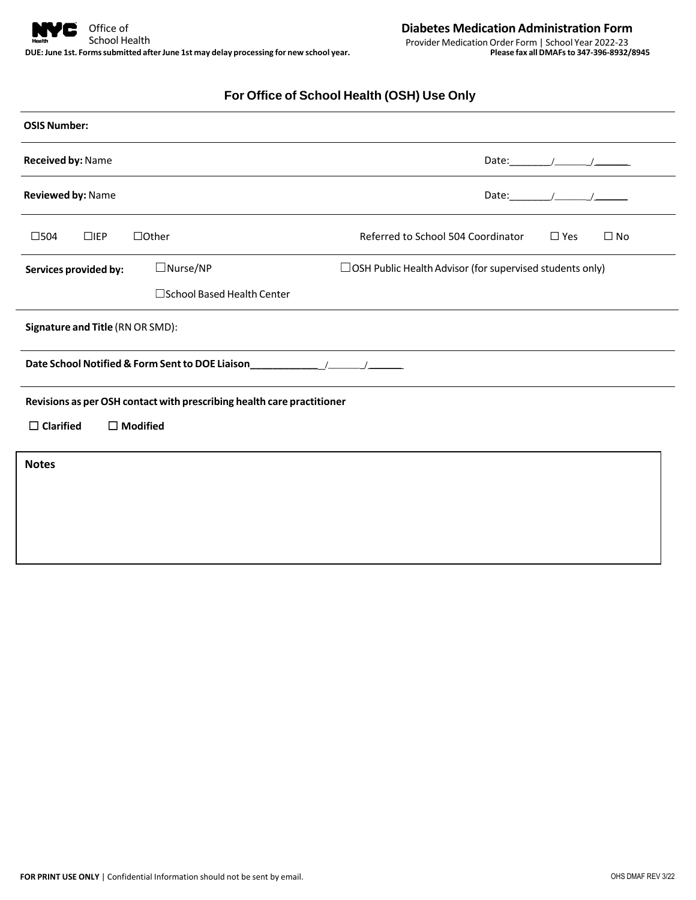Office of School Health

DUE: June 1st. Forms submitted after June 1st may delay processing for new school year.

**Diabetes Medication Administration Form**

Provider Medication Order Form | School Year 2022-23

**Please fax all DMAFs to 347-396-8932/8945**

## For Office of School Health (OSH) Use Only

**OSIS Number:**

**Received by:** Name Date:\_\_\_\_\_\_\_/\_\_\_\_\_\_/\_\_\_\_\_\_

**Reviewed by:** Name Date:\_\_\_\_\_\_\_/\_\_\_\_\_\_/\_\_\_\_\_\_

☐504 ☐IEP ☐Other Referred to School 504 Coordinator ☐ Yes ☐ No

**Services provided by:** ☐Nurse/NP ☐OSH Public Health Advisor (for supervised students only)

☐School Based Health Center

**Signature and Title** (RN OR SMD):

**Date School Notified & Form Sent to DOE Liaison**\_\_\_\_\_\_\_\_\_\_\_\_/\_\_\_\_\_\_/\_\_\_\_\_\_

**Revisions as per OSH contact with prescribing health care practitioner**

☐ **Clarified** ☐ **Modified**

**Notes**

**FOR PRINT USE ONLY** | Confidential Information should not be sent by email.

OHS DMAF REV 3/22